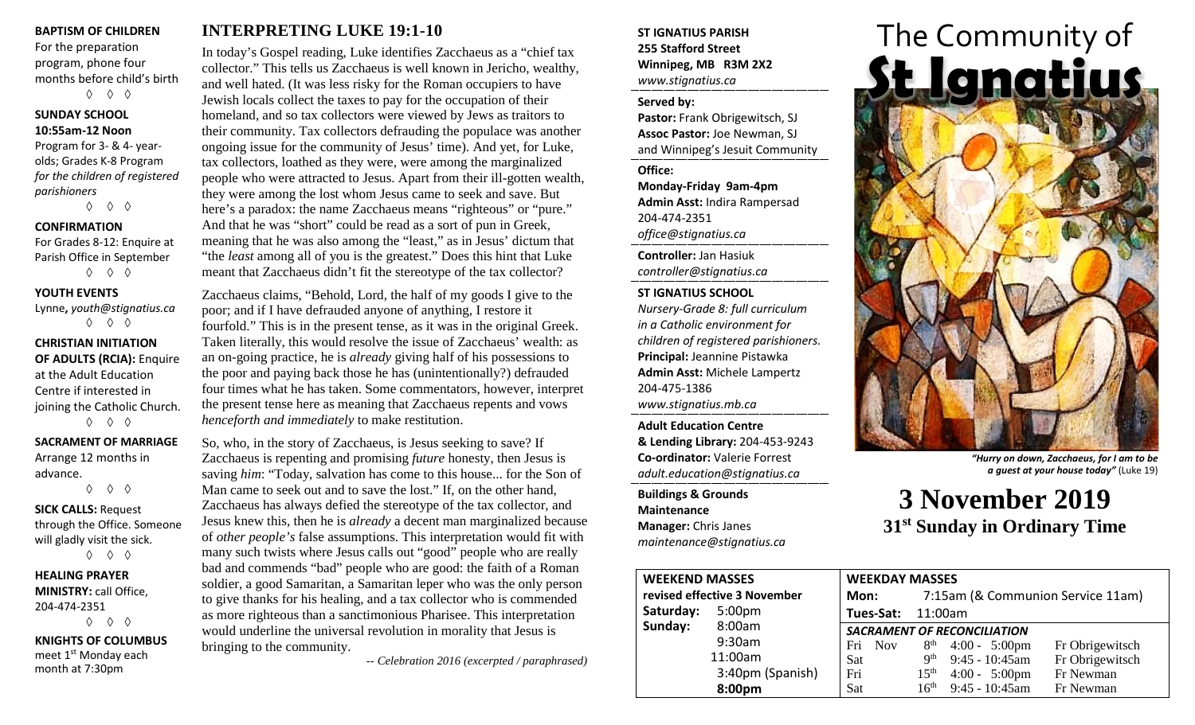**BAPTISM OF CHILDREN**
For the preparation program, phone four months before child's birth
◊ ◊ ◊

**SUNDAY SCHOOL**
**10:55am-12 Noon**
Program for 3- & 4- year-olds; Grades K-8 Program *for the children of registered parishioners*
◊ ◊ ◊

**CONFIRMATION**
For Grades 8-12: Enquire at Parish Office in September
◊ ◊ ◊

**YOUTH EVENTS**
Lynne**,** *youth@stignatius.ca*
◊ ◊ ◊

**CHRISTIAN INITIATION OF ADULTS (RCIA):** Enquire at the Adult Education Centre if interested in joining the Catholic Church.
◊ ◊ ◊

**SACRAMENT OF MARRIAGE**
Arrange 12 months in advance.
◊ ◊ ◊

**SICK CALLS:** Request through the Office. Someone will gladly visit the sick.
◊ ◊ ◊

**HEALING PRAYER MINISTRY:** call Office, 204-474-2351
◊ ◊ ◊

**KNIGHTS OF COLUMBUS**
meet 1st Monday each month at 7:30pm

## INTERPRETING LUKE 19:1-10

In today's Gospel reading, Luke identifies Zacchaeus as a "chief tax collector." This tells us Zacchaeus is well known in Jericho, wealthy, and well hated. (It was less risky for the Roman occupiers to have Jewish locals collect the taxes to pay for the occupation of their homeland, and so tax collectors were viewed by Jews as traitors to their community. Tax collectors defrauding the populace was another ongoing issue for the community of Jesus' time). And yet, for Luke, tax collectors, loathed as they were, were among the marginalized people who were attracted to Jesus. Apart from their ill-gotten wealth, they were among the lost whom Jesus came to seek and save. But here's a paradox: the name Zacchaeus means "righteous" or "pure." And that he was "short" could be read as a sort of pun in Greek, meaning that he was also among the "least," as in Jesus' dictum that "the *least* among all of you is the greatest." Does this hint that Luke meant that Zacchaeus didn't fit the stereotype of the tax collector?

Zacchaeus claims, "Behold, Lord, the half of my goods I give to the poor; and if I have defrauded anyone of anything, I restore it fourfold." This is in the present tense, as it was in the original Greek. Taken literally, this would resolve the issue of Zacchaeus' wealth: as an on-going practice, he is *already* giving half of his possessions to the poor and paying back those he has (unintentionally?) defrauded four times what he has taken. Some commentators, however, interpret the present tense here as meaning that Zacchaeus repents and vows *henceforth and immediately* to make restitution.

So, who, in the story of Zacchaeus, is Jesus seeking to save? If Zacchaeus is repenting and promising *future* honesty, then Jesus is saving *him*: "Today, salvation has come to this house... for the Son of Man came to seek out and to save the lost." If, on the other hand, Zacchaeus has always defied the stereotype of the tax collector, and Jesus knew this, then he is *already* a decent man marginalized because of *other people's* false assumptions. This interpretation would fit with many such twists where Jesus calls out "good" people who are really bad and commends "bad" people who are good: the faith of a Roman soldier, a good Samaritan, a Samaritan leper who was the only person to give thanks for his healing, and a tax collector who is commended as more righteous than a sanctimonious Pharisee. This interpretation would underline the universal revolution in morality that Jesus is bringing to the community.

*-- Celebration 2016 (excerpted / paraphrased)*

**ST IGNATIUS PARISH**
**255 Stafford Street**
**Winnipeg, MB R3M 2X2**
*www.stignatius.ca*

**Served by:**
**Pastor:** Frank Obrigewitsch, SJ
**Assoc Pastor:** Joe Newman, SJ
and Winnipeg's Jesuit Community

**Office:**
**Monday-Friday 9am-4pm**
**Admin Asst:** Indira Rampersad
204-474-2351
*office@stignatius.ca*

**Controller:** Jan Hasiuk
*controller@stignatius.ca*

**ST IGNATIUS SCHOOL**
*Nursery-Grade 8: full curriculum in a Catholic environment for children of registered parishioners.*
**Principal:** Jeannine Pistawka
**Admin Asst:** Michele Lampertz
204-475-1386
*www.stignatius.mb.ca*

**Adult Education Centre & Lending Library:** 204-453-9243
**Co-ordinator:** Valerie Forrest
*adult.education@stignatius.ca*

**Buildings & Grounds Maintenance**
**Manager:** Chris Janes
*maintenance@stignatius.ca*

# The Community of St Ignatius

*"Hurry on down, Zacchaeus, for I am to be a guest at your house today"* (Luke 19)

# 3 November 2019
## 31st Sunday in Ordinary Time

**WEEKEND MASSES**
**revised effective 3 November**

| | |
|---|---|
| **Saturday:** | 5:00pm |
| **Sunday:** | 8:00am |
| | 9:30am |
| | 11:00am |
| | 3:40pm (Spanish) |
| | **8:00pm** |

**WEEKDAY MASSES**
**Mon:** 7:15am (& Communion Service 11am)
**Tues-Sat:** 11:00am

***SACRAMENT OF RECONCILIATION***

| | | | |
|---|---|---|---|
| Fri Nov | 8th | 4:00 - 5:00pm | Fr Obrigewitsch |
| Sat | 9th | 9:45 - 10:45am | Fr Obrigewitsch |
| Fri | 15th | 4:00 - 5:00pm | Fr Newman |
| Sat | 16th | 9:45 - 10:45am | Fr Newman |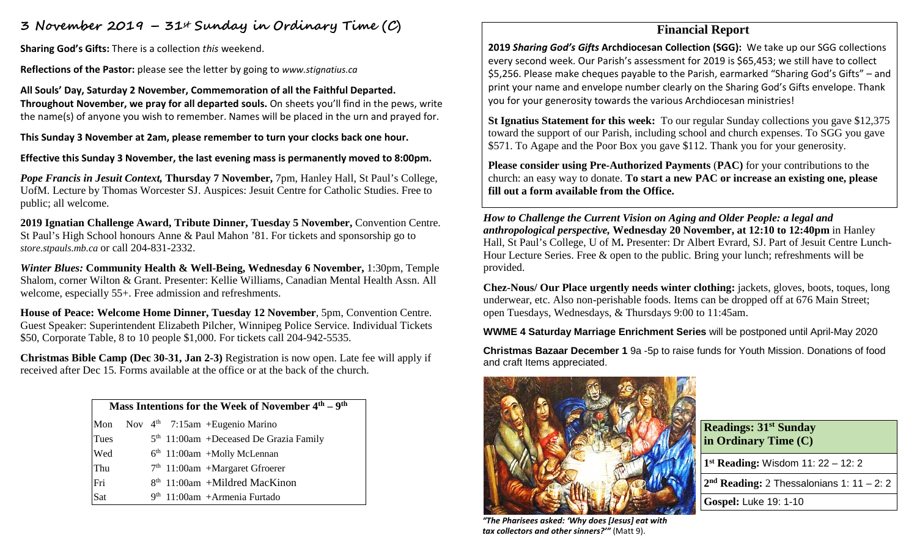# 3 November 2019 – 31st Sunday in Ordinary Time (C)

**Sharing God's Gifts:** There is a collection *this* weekend.

**Reflections of the Pastor:** please see the letter by going to *www.stignatius.ca*

**All Souls' Day, Saturday 2 November, Commemoration of all the Faithful Departed. Throughout November, we pray for all departed souls.** On sheets you'll find in the pews, write the name(s) of anyone you wish to remember. Names will be placed in the urn and prayed for.

**This Sunday 3 November at 2am, please remember to turn your clocks back one hour.**

**Effective this Sunday 3 November, the last evening mass is permanently moved to 8:00pm.**

***Pope Francis in Jesuit Context,* Thursday 7 November,** 7pm, Hanley Hall, St Paul's College, UofM. Lecture by Thomas Worcester SJ. Auspices: Jesuit Centre for Catholic Studies. Free to public; all welcome.

**2019 Ignatian Challenge Award, Tribute Dinner, Tuesday 5 November,** Convention Centre. St Paul's High School honours Anne & Paul Mahon '81. For tickets and sponsorship go to *store.stpauls.mb.ca* or call 204-831-2332.

***Winter Blues:* Community Health & Well-Being, Wednesday 6 November,** 1:30pm, Temple Shalom, corner Wilton & Grant. Presenter: Kellie Williams, Canadian Mental Health Assn. All welcome, especially 55+. Free admission and refreshments.

**House of Peace: Welcome Home Dinner, Tuesday 12 November**, 5pm, Convention Centre. Guest Speaker: Superintendent Elizabeth Pilcher, Winnipeg Police Service. Individual Tickets $50, Corporate Table, 8 to 10 people $1,000. For tickets call 204-942-5535.

**Christmas Bible Camp (Dec 30-31, Jan 2-3)** Registration is now open. Late fee will apply if received after Dec 15. Forms available at the office or at the back of the church.

| Mass Intentions for the Week of November 4th – 9th | | | |
|---|---|---|---|
| Mon | Nov 4th | 7:15am | +Eugenio Marino |
| Tues | 5th | 11:00am | +Deceased De Grazia Family |
| Wed | 6th | 11:00am | +Molly McLennan |
| Thu | 7th | 11:00am | +Margaret Gfroerer |
| Fri | 8th | 11:00am | +Mildred MacKinon |
| Sat | 9th | 11:00am | +Armenia Furtado |

## Financial Report

**2019 *Sharing God's Gifts* Archdiocesan Collection (SGG):** We take up our SGG collections every second week. Our Parish's assessment for 2019 is $65,453; we still have to collect $5,256. Please make cheques payable to the Parish, earmarked "Sharing God's Gifts" – and print your name and envelope number clearly on the Sharing God's Gifts envelope. Thank you for your generosity towards the various Archdiocesan ministries!

**St Ignatius Statement for this week:** To our regular Sunday collections you gave $12,375 toward the support of our Parish, including school and church expenses. To SGG you gave $571. To Agape and the Poor Box you gave $112. Thank you for your generosity.

**Please consider using Pre-Authorized Payments (PAC)** for your contributions to the church: an easy way to donate. **To start a new PAC or increase an existing one, please fill out a form available from the Office.**

***How to Challenge the Current Vision on Aging and Older People: a legal and anthropological perspective,* Wednesday 20 November, at 12:10 to 12:40pm** in Hanley Hall, St Paul's College, U of M**.** Presenter: Dr Albert Evrard, SJ. Part of Jesuit Centre Lunch-Hour Lecture Series. Free & open to the public. Bring your lunch; refreshments will be provided.

**Chez-Nous/ Our Place urgently needs winter clothing:** jackets, gloves, boots, toques, long underwear, etc. Also non-perishable foods. Items can be dropped off at 676 Main Street; open Tuesdays, Wednesdays, & Thursdays 9:00 to 11:45am.

**WWME 4 Saturday Marriage Enrichment Series** will be postponed until April-May 2020

**Christmas Bazaar December 1** 9a -5p to raise funds for Youth Mission. Donations of food and craft Items appreciated.

***"The Pharisees asked: 'Why does [Jesus] eat with tax collectors and other sinners?'"*** (Matt 9).

| Readings: 31st Sunday in Ordinary Time (C) |
|---|
| **1st Reading:** Wisdom 11: 22 – 12: 2 |
| **2nd Reading:** 2 Thessalonians 1: 11 – 2: 2 |
| **Gospel:** Luke 19: 1-10 |